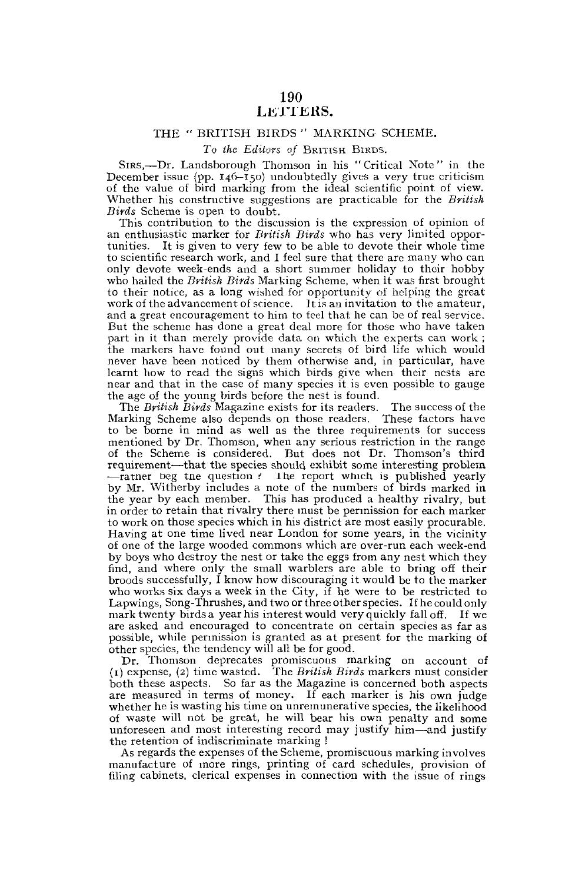# LETTERS.

## THE "BRITISH BIRDS" MARKING SCHEME.

*To the Editors of* BRITISH BIRDS.

SIRS,—Dr. Landsborough Thomson in his "Critical Note" in the December issue (pp. 146–150) undoubtedly gives a very true criticism of the value of bird marking from the ideal scientific point of view. Whether his constructive suggestions are practicable for the *British Birds* Scheme is open to doubt.

This contribution to the discussion is the expression of opinion of an enthusiastic marker for *British Birds* who has very limited opportunities. It is given to very few to be able to devote their whole time to scientific research work, and I feel sure that there are many who can only devote week-ends and a short summer holiday to their hobby who hailed the *British Birds* Marking Scheme, when it was first brought to their notice, as a long wished for opportunity of helping the great work of the advancement of science. It is an invitation to the amateur, and a great encouragement to him to feel that he can be of real service. But the scheme has done a great deal more for those who have taken part in it than merely provide data on which the experts can work; the markers have found out many secrets of bird life which would never have been noticed by them otherwise and, in particular, have learnt how to read the signs which birds give when their nests are near and that in the case of many species it is even possible to gauge the age of the young birds before the nest is found.

The *British Birds* Magazine exists for its readers. The success of the Marking Scheme also depends on those readers. These factors have to be borne in mind as well as the three requirements for success mentioned by Dr. Thomson, when any serious restriction in the range of the Scheme is considered. But does not Dr. Thomson's third requirement—that the species should exhibit some interesting problem—rather beg the question? The report which is published yearly by Mr. Witherby includes a note of the numbers of birds marked in the year by each member. This has produced a healthy rivalry, but in order to retain that rivalry there must be permission for each marker to work on those species which in his district are most easily procurable. Having at one time lived near London for some years, in the vicinity of one of the large wooded commons which are over-run each week-end by boys who destroy the nest or take the eggs from any nest which they find, and where only the small warblers are able to bring off their broods successfully, I know how discouraging it would be to the marker who works six days a week in the City, if he were to be restricted to Lapwings, Song-Thrushes, and two or three other species. If he could only mark twenty birds a year his interest would very quickly fall off. If we are asked and encouraged to concentrate on certain species as far as possible, while permission is granted as at present for the marking of other species, the tendency will all be for good.

Dr. Thomson deprecates promiscuous marking on account of (1) expense, (2) time wasted. The *British Birds* markers must consider both these aspects. So far as the Magazine is concerned both aspects are measured in terms of money. If each marker is his own judge whether he is wasting his time on unremunerative species, the likelihood of waste will not be great, he will bear his own penalty and some unforeseen and most interesting record may justify him—and justify the retention of indiscriminate marking!

As regards the expenses of the Scheme, promiscuous marking involves manufacture of more rings, printing of card schedules, provision of filing cabinets, clerical expenses in connection with the issue of rings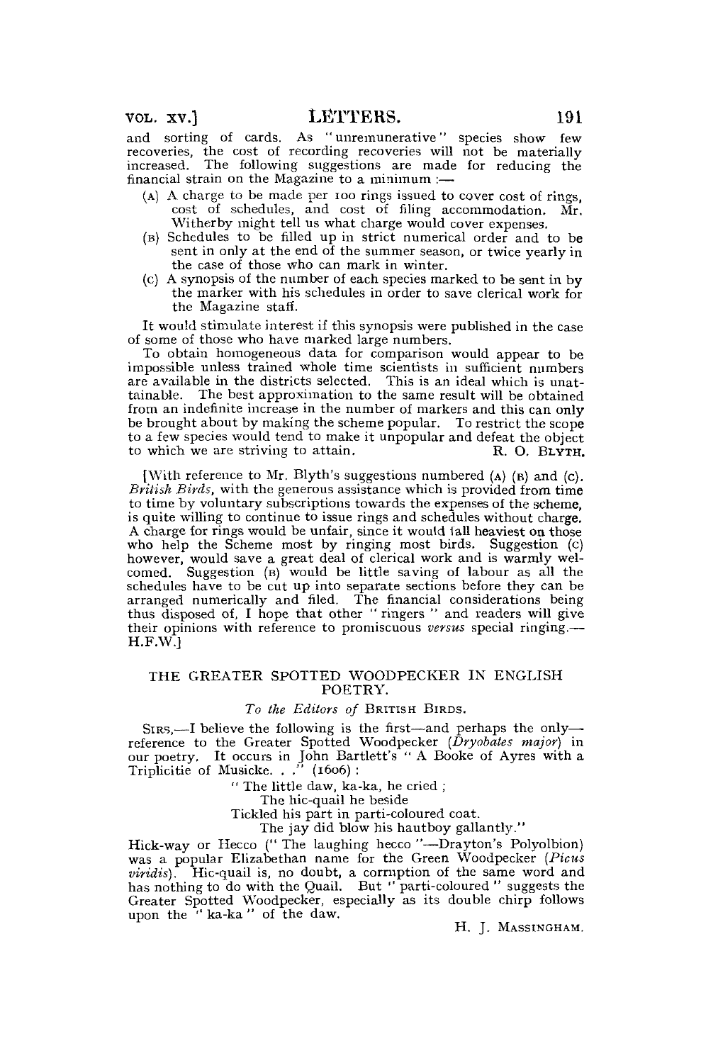and sorting of cards. As "unremunerative" species show few recoveries, the cost of recording recoveries will not be materially increased. The following suggestions are made for reducing the financial strain on the Magazine to a minimum :—

(A) A charge to be made per 100 rings issued to cover cost of rings, cost of schedules, and cost of filing accommodation. Mr. Witherby might tell us what charge would cover expenses.

(B) Schedules to be filled up in strict numerical order and to be sent in only at the end of the summer season, or twice yearly in the case of those who can mark in winter.

(C) A synopsis of the number of each species marked to be sent in by the marker with his schedules in order to save clerical work for the Magazine staff.

It would stimulate interest if this synopsis were published in the case of some of those who have marked large numbers.

To obtain homogeneous data for comparison would appear to be impossible unless trained whole time scientists in sufficient numbers are available in the districts selected. This is an ideal which is unattainable. The best approximation to the same result will be obtained from an indefinite increase in the number of markers and this can only be brought about by making the scheme popular. To restrict the scope to a few species would tend to make it unpopular and defeat the object to which we are striving to attain.

R. O. BLYTH.

[With reference to Mr. Blyth's suggestions numbered (A) (B) and (C). *British Birds*, with the generous assistance which is provided from time to time by voluntary subscriptions towards the expenses of the scheme, is quite willing to continue to issue rings and schedules without charge. A charge for rings would be unfair, since it would fall heaviest on those who help the Scheme most by ringing most birds. Suggestion (C) however, would save a great deal of clerical work and is warmly welcomed. Suggestion (B) would be little saving of labour as all the schedules have to be cut up into separate sections before they can be arranged numerically and filed. The financial considerations being thus disposed of, I hope that other "ringers" and readers will give their opinions with reference to promiscuous *versus* special ringing.—H.F.W.]

## THE GREATER SPOTTED WOODPECKER IN ENGLISH POETRY.

*To the Editors of* BRITISH BIRDS.

SIRS,—I believe the following is the first—and perhaps the only—reference to the Greater Spotted Woodpecker (*Dryobates major*) in our poetry. It occurs in John Bartlett's "A Booke of Ayres with a Triplicitie of Musicke. . ." (1606) :

> "The little daw, ka-ka, he cried ;
> The hic-quail he beside
> Tickled his part in parti-coloured coat.
> The jay did blow his hautboy gallantly."

Hick-way or Hecco ("The laughing hecco"—Drayton's Polyolbion) was a popular Elizabethan name for the Green Woodpecker (*Picus viridis*). Hic-quail is, no doubt, a corruption of the same word and has nothing to do with the Quail. But "parti-coloured" suggests the Greater Spotted Woodpecker, especially as its double chirp follows upon the "ka-ka" of the daw.

H. J. MASSINGHAM.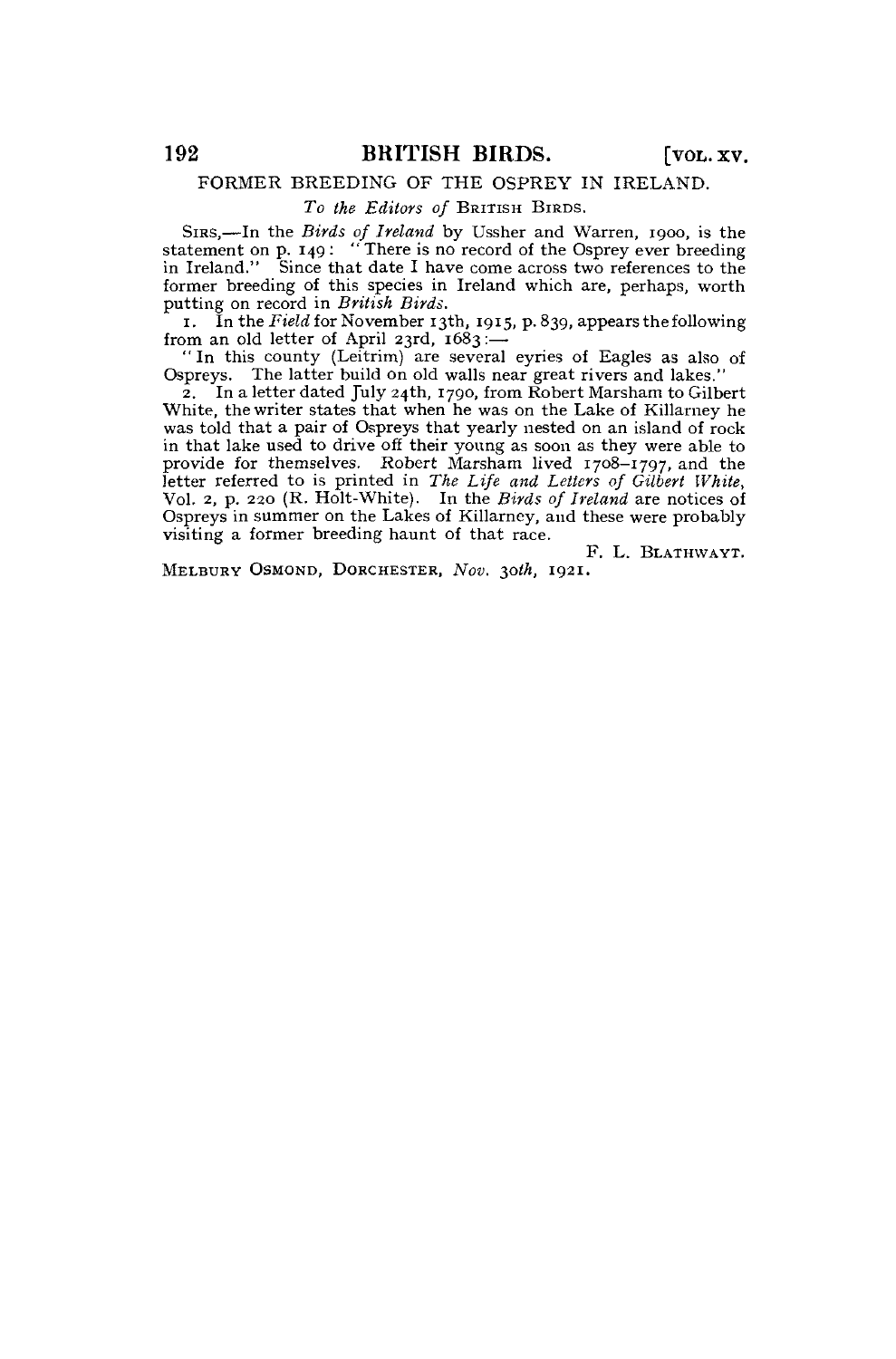## FORMER BREEDING OF THE OSPREY IN IRELAND.

*To the Editors of* BRITISH BIRDS.

SIRS,—In the *Birds of Ireland* by Ussher and Warren, 1900, is the statement on p. 149: "There is no record of the Osprey ever breeding in Ireland." Since that date I have come across two references to the former breeding of this species in Ireland which are, perhaps, worth putting on record in *British Birds*.

1. In the *Field* for November 13th, 1915, p. 839, appears the following from an old letter of April 23rd, 1683:—

"In this county (Leitrim) are several eyries of Eagles as also of Ospreys. The latter build on old walls near great rivers and lakes."

2. In a letter dated July 24th, 1790, from Robert Marsham to Gilbert White, the writer states that when he was on the Lake of Killarney he was told that a pair of Ospreys that yearly nested on an island of rock in that lake used to drive off their young as soon as they were able to provide for themselves. Robert Marsham lived 1708–1797, and the letter referred to is printed in *The Life and Letters of Gilbert White*, Vol. 2, p. 220 (R. Holt-White). In the *Birds of Ireland* are notices of Ospreys in summer on the Lakes of Killarney, and these were probably visiting a former breeding haunt of that race.

F. L. BLATHWAYT.

MELBURY OSMOND, DORCHESTER, *Nov. 30th*, 1921.